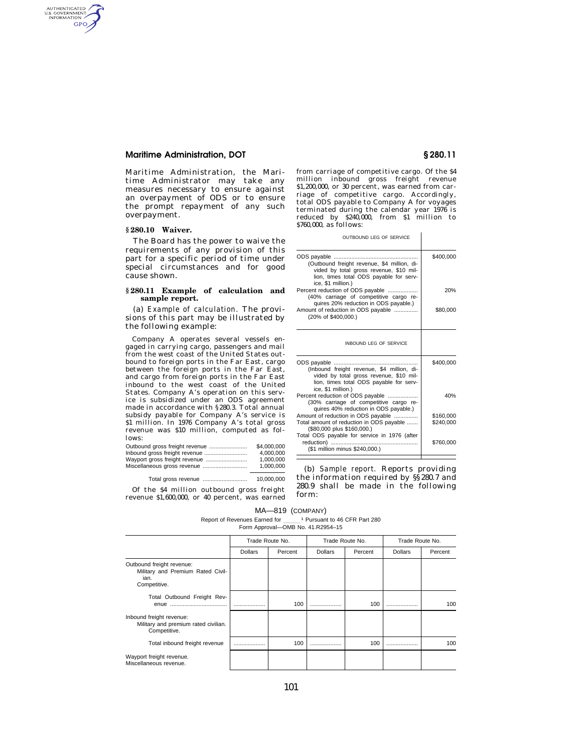Maritime Administration, the Maritime Administrator may take any measures necessary to ensure against an overpayment of ODS or to ensure the prompt repayment of any such overpayment.

### § 280.10 Waiver.

The Board has the power to waive the requirements of any provision of this part for a specific period of time under special circumstances and for good cause shown.

### § 280.11 Example of calculation and sample report.

(a) *Example of calculation.* The provisions of this part may be illustrated by the following example:

Company A operates several vessels engaged in carrying cargo, passengers and mail from the west coast of the United States outbound to foreign ports in the Far East, cargo between the foreign ports in the Far East, and cargo from foreign ports in the Far East inbound to the west coast of the United States. Company A's operation on this service is subsidized under an ODS agreement made in accordance with §280.3. Total annual subsidy payable for Company A's service is $1 million. In 1976 Company A's total gross revenue was $10 million, computed as follows:

| | |
|---|---|
| Outbound gross freight revenue | $4,000,000 |
| Inbound gross freight revenue | 4,000,000 |
| Wayport gross freight revenue | 1,000,000 |
| Miscellaneous gross revenue | 1,000,000 |
| Total gross revenue | 10,000,000 |

Of the $4 million outbound gross freight revenue $1,600,000, or 40 percent, was earned from carriage of competitive cargo. Of the $4 million inbound gross freight revenue $1,200,000, or 30 percent, was earned from carriage of competitive cargo. Accordingly, total ODS payable to Company A for voyages terminated during the calendar year 1976 is reduced by $240,000, from $1 million to $760,000, as follows:

| OUTBOUND LEG OF SERVICE | |
|---|---|
| ODS payable (Outbound freight revenue, $4 million, divided by total gross revenue, $10 million, times total ODS payable for service, $1 million.) | $400,000 |
| Percent reduction of ODS payable (40% carriage of competitive cargo requires 20% reduction in ODS payable.) | 20% |
| Amount of reduction in ODS payable (20% of $400,000.) | $80,000 |
| **INBOUND LEG OF SERVICE** | |
| ODS payable (Inbound freight revenue, $4 million, divided by total gross revenue, $10 million, times total ODS payable for service, $1 million.) | $400,000 |
| Percent reduction of ODS payable (30% carriage of competitive cargo requires 40% reduction in ODS payable.) | 40% |
| Amount of reduction in ODS payable | $160,000 |
| Total amount of reduction in ODS payable ($80,000 plus $160,000.) | $240,000 |
| Total ODS payable for service in 1976 (after reduction) ($1 million minus $240,000.) | $760,000 |

(b) *Sample report.* Reports providing the information required by §§280.7 and 280.9 shall be made in the following form:

MA—819 (COMPANY)

Report of Revenues Earned for _____ [1] Pursuant to 46 CFR Part 280

Form Approval—OMB No. 41.R2954–15

| | Trade Route No. | | Trade Route No. | | Trade Route No. | |
|---|---|---|---|---|---|---|
| | Dollars | Percent | Dollars | Percent | Dollars | Percent |
| Outbound freight revenue: Military and Premium Rated Civilian. Competitive. | | | | | | |
| Total Outbound Freight Revenue | ........ | 100 | ........ | 100 | ........ | 100 |
| Inbound freight revenue: Military and premium rated civilian. Competitive. | | | | | | |
| Total inbound freight revenue | ........ | 100 | ........ | 100 | ........ | 100 |
| Wayport freight revenue. Miscellaneous revenue. | | | | | | |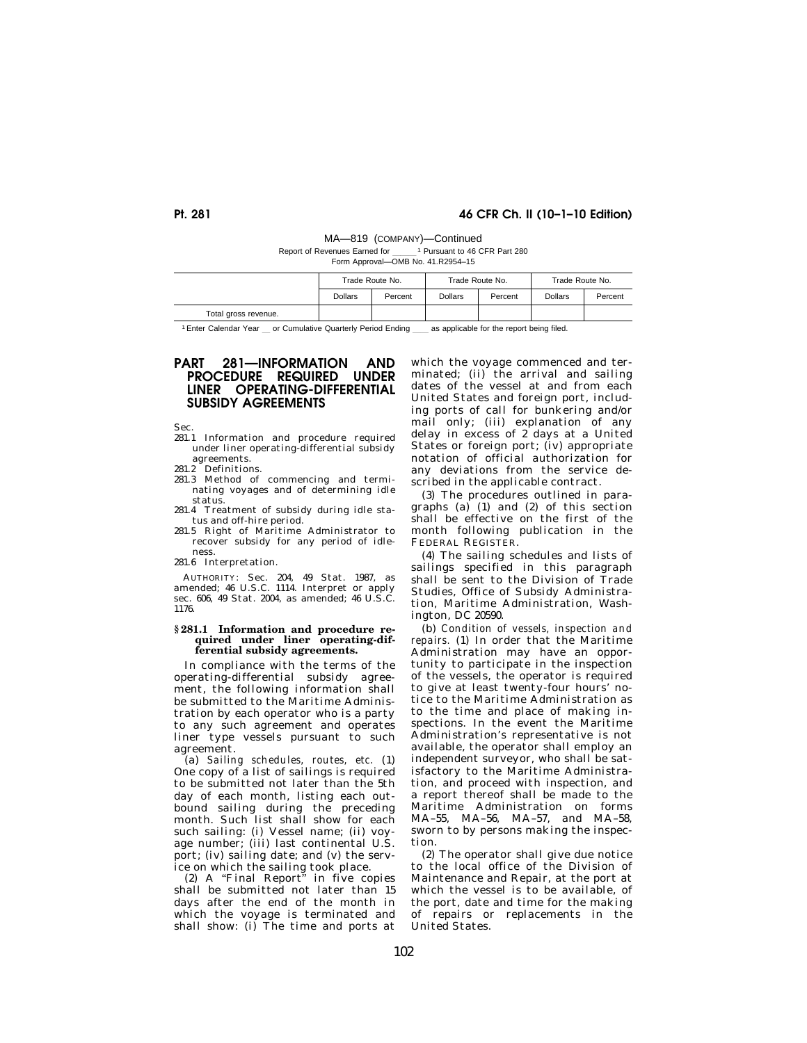MA—819 (COMPANY)—Continued

Report of Revenues Earned for _____ [1] Pursuant to 46 CFR Part 280

Form Approval—OMB No. 41.R2954–15

| | Trade Route No. | | Trade Route No. | | Trade Route No. | |
|---|---|---|---|---|---|---|
| | Dollars | Percent | Dollars | Percent | Dollars | Percent |
| Total gross revenue. | | | | | | |

[1] Enter Calendar Year __ or Cumulative Quarterly Period Ending ___ as applicable for the report being filed.

# PART 281—INFORMATION AND PROCEDURE REQUIRED UNDER LINER OPERATING-DIFFERENTIAL SUBSIDY AGREEMENTS

Sec.

281.1 Information and procedure required under liner operating-differential subsidy agreements.

281.2 Definitions.

281.3 Method of commencing and terminating voyages and of determining idle status.

281.4 Treatment of subsidy during idle status and off-hire period.

281.5 Right of Maritime Administrator to recover subsidy for any period of idleness.

281.6 Interpretation.

AUTHORITY: Sec. 204, 49 Stat. 1987, as amended; 46 U.S.C. 1114. Interpret or apply sec. 606, 49 Stat. 2004, as amended; 46 U.S.C. 1176.

## § 281.1 Information and procedure required under liner operating-differential subsidy agreements.

In compliance with the terms of the operating-differential subsidy agreement, the following information shall be submitted to the Maritime Administration by each operator who is a party to any such agreement and operates liner type vessels pursuant to such agreement.

(a) *Sailing schedules, routes, etc.* (1) One copy of a list of sailings is required to be submitted not later than the 5th day of each month, listing each outbound sailing during the preceding month. Such list shall show for each such sailing: (i) Vessel name; (ii) voyage number; (iii) last continental U.S. port; (iv) sailing date; and (v) the service on which the sailing took place.

(2) A "Final Report" in five copies shall be submitted not later than 15 days after the end of the month in which the voyage is terminated and shall show: (i) The time and ports at which the voyage commenced and terminated; (ii) the arrival and sailing dates of the vessel at and from each United States and foreign port, including ports of call for bunkering and/or mail only; (iii) explanation of any delay in excess of 2 days at a United States or foreign port; (iv) appropriate notation of official authorization for any deviations from the service described in the applicable contract.

(3) The procedures outlined in paragraphs (a) (1) and (2) of this section shall be effective on the first of the month following publication in the FEDERAL REGISTER.

(4) The sailing schedules and lists of sailings specified in this paragraph shall be sent to the Division of Trade Studies, Office of Subsidy Administration, Maritime Administration, Washington, DC 20590.

(b) *Condition of vessels, inspection and repairs.* (1) In order that the Maritime Administration may have an opportunity to participate in the inspection of the vessels, the operator is required to give at least twenty-four hours' notice to the Maritime Administration as to the time and place of making inspections. In the event the Maritime Administration's representative is not available, the operator shall employ an independent surveyor, who shall be satisfactory to the Maritime Administration, and proceed with inspection, and a report thereof shall be made to the Maritime Administration on forms MA–55, MA–56, MA–57, and MA–58, sworn to by persons making the inspection.

(2) The operator shall give due notice to the local office of the Division of Maintenance and Repair, at the port at which the vessel is to be available, of the port, date and time for the making of repairs or replacements in the United States.